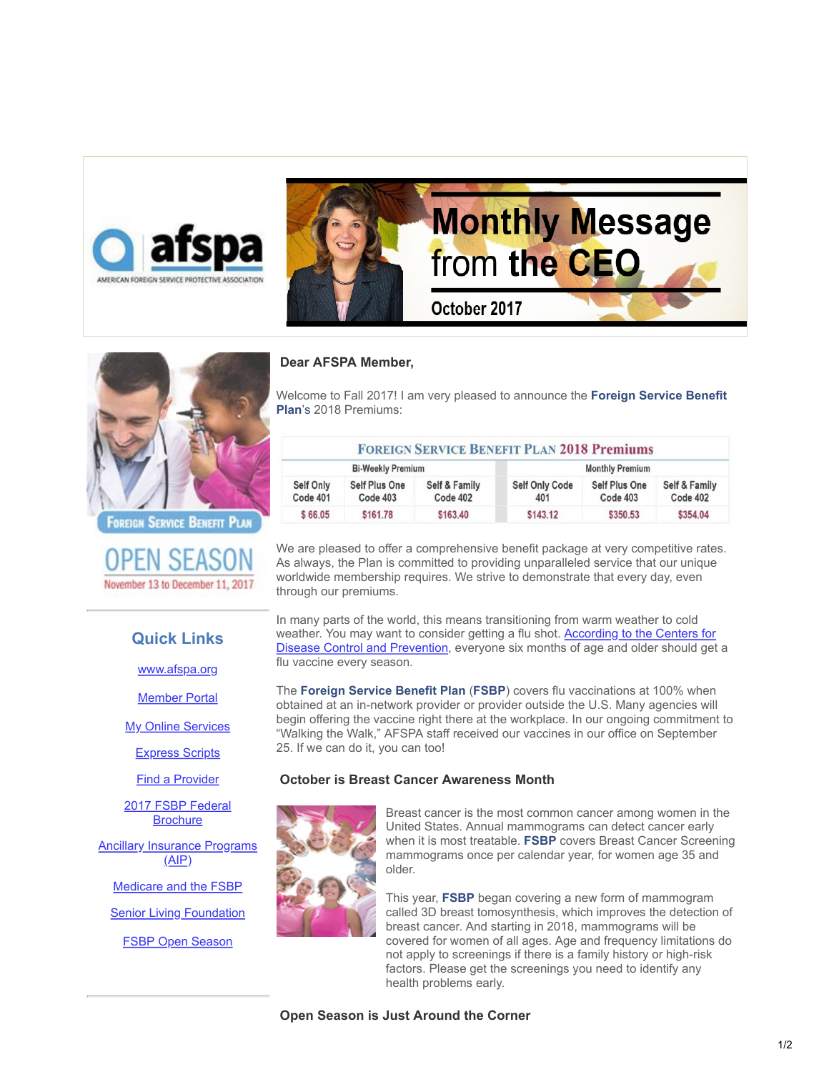afspa
AMERICAN FOREIGN SERVICE PROTECTIVE ASSOCIATION

# Monthly Message from the CEO

October 2017

FOREIGN SERVICE BENEFIT PLAN

OPEN SEASON
November 13 to December 11, 2017

## Quick Links

[www.afspa.org](www.afspa.org)

Member Portal

My Online Services

Express Scripts

Find a Provider

2017 FSBP Federal Brochure

Ancillary Insurance Programs (AIP)

Medicare and the FSBP

Senior Living Foundation

FSBP Open Season

**Dear AFSPA Member,**

Welcome to Fall 2017! I am very pleased to announce the **Foreign Service Benefit Plan**'s 2018 Premiums:

| Foreign Service Benefit Plan 2018 Premiums | | | | | |
|---|---|---|---|---|---|
| Bi-Weekly Premium | | | Monthly Premium | | |
| Self Only Code 401 | Self Plus One Code 403 | Self & Family Code 402 | Self Only Code 401 | Self Plus One Code 403 | Self & Family Code 402 |
| $ 66.05 | $161.78 | $163.40 | $143.12 | $350.53 | $354.04 |

We are pleased to offer a comprehensive benefit package at very competitive rates. As always, the Plan is committed to providing unparalleled service that our unique worldwide membership requires. We strive to demonstrate that every day, even through our premiums.

In many parts of the world, this means transitioning from warm weather to cold weather. You may want to consider getting a flu shot. According to the Centers for Disease Control and Prevention, everyone six months of age and older should get a flu vaccine every season.

The **Foreign Service Benefit Plan** (**FSBP**) covers flu vaccinations at 100% when obtained at an in-network provider or provider outside the U.S. Many agencies will begin offering the vaccine right there at the workplace. In our ongoing commitment to "Walking the Walk," AFSPA staff received our vaccines in our office on September 25. If we can do it, you can too!

### October is Breast Cancer Awareness Month

Breast cancer is the most common cancer among women in the United States. Annual mammograms can detect cancer early when it is most treatable. **FSBP** covers Breast Cancer Screening mammograms once per calendar year, for women age 35 and older.

This year, **FSBP** began covering a new form of mammogram called 3D breast tomosynthesis, which improves the detection of breast cancer. And starting in 2018, mammograms will be covered for women of all ages. Age and frequency limitations do not apply to screenings if there is a family history or high-risk factors. Please get the screenings you need to identify any health problems early.

### Open Season is Just Around the Corner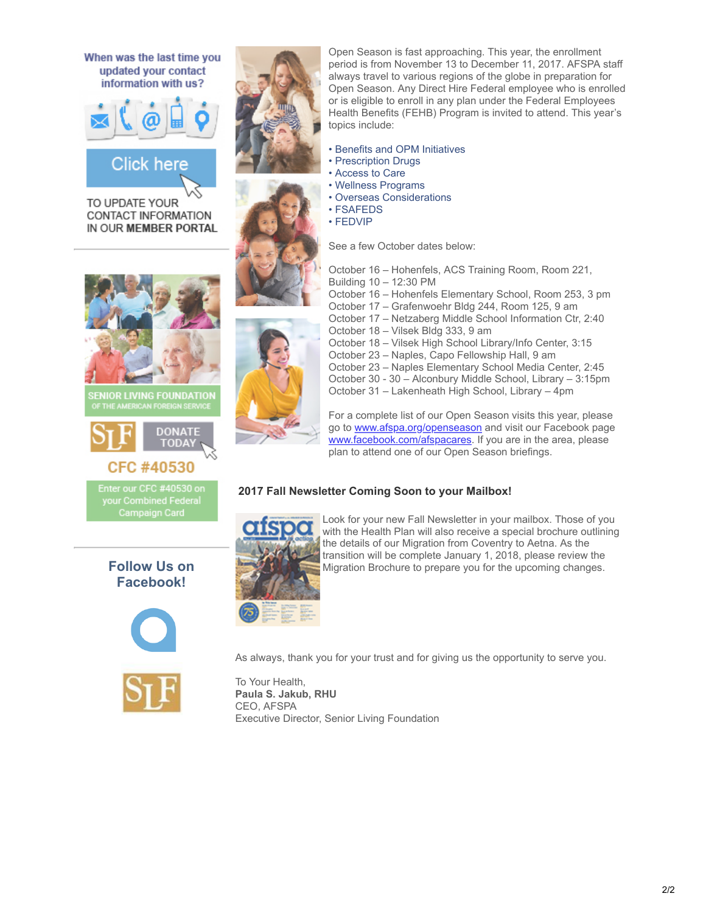When was the last time you updated your contact information with us?

Click here

TO UPDATE YOUR CONTACT INFORMATION IN OUR MEMBER PORTAL

SENIOR LIVING FOUNDATION
OF THE AMERICAN FOREIGN SERVICE

DONATE TODAY

CFC #40530

Enter our CFC #40530 on your Combined Federal Campaign Card

**Follow Us on Facebook!**

Open Season is fast approaching. This year, the enrollment period is from November 13 to December 11, 2017. AFSPA staff always travel to various regions of the globe in preparation for Open Season. Any Direct Hire Federal employee who is enrolled or is eligible to enroll in any plan under the Federal Employees Health Benefits (FEHB) Program is invited to attend. This year's topics include:

- Benefits and OPM Initiatives
- Prescription Drugs
- Access to Care
- Wellness Programs
- Overseas Considerations
- FSAFEDS
- FEDVIP

See a few October dates below:

October 16 – Hohenfels, ACS Training Room, Room 221, Building 10 – 12:30 PM
October 16 – Hohenfels Elementary School, Room 253, 3 pm
October 17 – Grafenwoehr Bldg 244, Room 125, 9 am
October 17 – Netzaberg Middle School Information Ctr, 2:40
October 18 – Vilsek Bldg 333, 9 am
October 18 – Vilsek High School Library/Info Center, 3:15
October 23 – Naples, Capo Fellowship Hall, 9 am
October 23 – Naples Elementary School Media Center, 2:45
October 30 - 30 – Alconbury Middle School, Library – 3:15pm
October 31 – Lakenheath High School, Library – 4pm

For a complete list of our Open Season visits this year, please go to www.afspa.org/openseason and visit our Facebook page www.facebook.com/afspacares. If you are in the area, please plan to attend one of our Open Season briefings.

## 2017 Fall Newsletter Coming Soon to your Mailbox!

Look for your new Fall Newsletter in your mailbox. Those of you with the Health Plan will also receive a special brochure outlining the details of our Migration from Coventry to Aetna. As the transition will be complete January 1, 2018, please review the Migration Brochure to prepare you for the upcoming changes.

As always, thank you for your trust and for giving us the opportunity to serve you.

To Your Health,
**Paula S. Jakub, RHU**
CEO, AFSPA
Executive Director, Senior Living Foundation